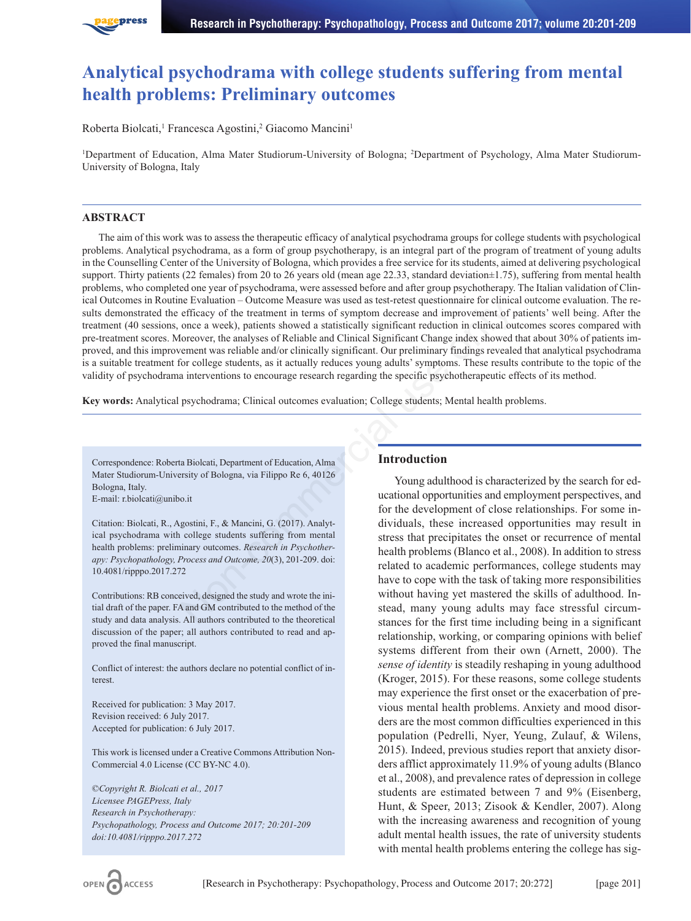# Analytical psychodrama with college students suffering from mental health problems: Preliminary outcomes

Roberta Biolcati,[1] Francesca Agostini,[2] Giacomo Mancini[1]

[1]Department of Education, Alma Mater Studiorum-University of Bologna; [2]Department of Psychology, Alma Mater Studiorum-University of Bologna, Italy

## ABSTRACT

The aim of this work was to assess the therapeutic efficacy of analytical psychodrama groups for college students with psychological problems. Analytical psychodrama, as a form of group psychotherapy, is an integral part of the program of treatment of young adults in the Counselling Center of the University of Bologna, which provides a free service for its students, aimed at delivering psychological support. Thirty patients (22 females) from 20 to 26 years old (mean age 22.33, standard deviation±1.75), suffering from mental health problems, who completed one year of psychodrama, were assessed before and after group psychotherapy. The Italian validation of Clinical Outcomes in Routine Evaluation – Outcome Measure was used as test-retest questionnaire for clinical outcome evaluation. The results demonstrated the efficacy of the treatment in terms of symptom decrease and improvement of patients' well being. After the treatment (40 sessions, once a week), patients showed a statistically significant reduction in clinical outcomes scores compared with pre-treatment scores. Moreover, the analyses of Reliable and Clinical Significant Change index showed that about 30% of patients improved, and this improvement was reliable and/or clinically significant. Our preliminary findings revealed that analytical psychodrama is a suitable treatment for college students, as it actually reduces young adults' symptoms. These results contribute to the topic of the validity of psychodrama interventions to encourage research regarding the specific psychotherapeutic effects of its method.

**Key words:** Analytical psychodrama; Clinical outcomes evaluation; College students; Mental health problems.

Correspondence: Roberta Biolcati, Department of Education, Alma Mater Studiorum-University of Bologna, via Filippo Re 6, 40126 Bologna, Italy.
E-mail: r.biolcati@unibo.it

Citation: Biolcati, R., Agostini, F., & Mancini, G. (2017). Analytical psychodrama with college students suffering from mental health problems: preliminary outcomes. *Research in Psychotherapy: Psychopathology, Process and Outcome, 20*(3), 201-209. doi: 10.4081/ripppo.2017.272

Contributions: RB conceived, designed the study and wrote the initial draft of the paper. FA and GM contributed to the method of the study and data analysis. All authors contributed to the theoretical discussion of the paper; all authors contributed to read and approved the final manuscript.

Conflict of interest: the authors declare no potential conflict of interest.

Received for publication: 3 May 2017.
Revision received: 6 July 2017.
Accepted for publication: 6 July 2017.

This work is licensed under a Creative Commons Attribution NonCommercial 4.0 License (CC BY-NC 4.0).

*©Copyright R. Biolcati et al., 2017*
*Licensee PAGEPress, Italy*
*Research in Psychotherapy:*
*Psychopathology, Process and Outcome 2017; 20:201-209*
*doi:10.4081/ripppo.2017.272*

## Introduction

Young adulthood is characterized by the search for educational opportunities and employment perspectives, and for the development of close relationships. For some individuals, these increased opportunities may result in stress that precipitates the onset or recurrence of mental health problems (Blanco et al., 2008). In addition to stress related to academic performances, college students may have to cope with the task of taking more responsibilities without having yet mastered the skills of adulthood. Instead, many young adults may face stressful circumstances for the first time including being in a significant relationship, working, or comparing opinions with belief systems different from their own (Arnett, 2000). The *sense of identity* is steadily reshaping in young adulthood (Kroger, 2015). For these reasons, some college students may experience the first onset or the exacerbation of previous mental health problems. Anxiety and mood disorders are the most common difficulties experienced in this population (Pedrelli, Nyer, Yeung, Zulauf, & Wilens, 2015). Indeed, previous studies report that anxiety disorders afflict approximately 11.9% of young adults (Blanco et al., 2008), and prevalence rates of depression in college students are estimated between 7 and 9% (Eisenberg, Hunt, & Speer, 2013; Zisook & Kendler, 2007). Along with the increasing awareness and recognition of young adult mental health issues, the rate of university students with mental health problems entering the college has sig-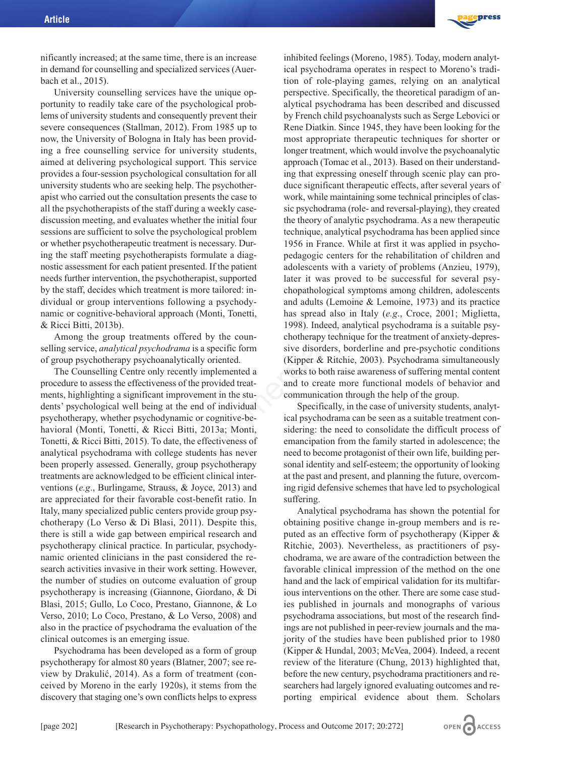nificantly increased; at the same time, there is an increase in demand for counselling and specialized services (Auerbach et al., 2015).

University counselling services have the unique opportunity to readily take care of the psychological problems of university students and consequently prevent their severe consequences (Stallman, 2012). From 1985 up to now, the University of Bologna in Italy has been providing a free counselling service for university students, aimed at delivering psychological support. This service provides a four-session psychological consultation for all university students who are seeking help. The psychotherapist who carried out the consultation presents the case to all the psychotherapists of the staff during a weekly case-discussion meeting, and evaluates whether the initial four sessions are sufficient to solve the psychological problem or whether psychotherapeutic treatment is necessary. During the staff meeting psychotherapists formulate a diagnostic assessment for each patient presented. If the patient needs further intervention, the psychotherapist, supported by the staff, decides which treatment is more tailored: individual or group interventions following a psychodynamic or cognitive-behavioral approach (Monti, Tonetti, & Ricci Bitti, 2013b).

Among the group treatments offered by the counselling service, *analytical psychodrama* is a specific form of group psychotherapy psychoanalytically oriented.

The Counselling Centre only recently implemented a procedure to assess the effectiveness of the provided treatments, highlighting a significant improvement in the students' psychological well being at the end of individual psychotherapy, whether psychodynamic or cognitive-behavioral (Monti, Tonetti, & Ricci Bitti, 2013a; Monti, Tonetti, & Ricci Bitti, 2015). To date, the effectiveness of analytical psychodrama with college students has never been properly assessed. Generally, group psychotherapy treatments are acknowledged to be efficient clinical interventions (*e.g*., Burlingame, Strauss, & Joyce, 2013) and are appreciated for their favorable cost-benefit ratio. In Italy, many specialized public centers provide group psychotherapy (Lo Verso & Di Blasi, 2011). Despite this, there is still a wide gap between empirical research and psychotherapy clinical practice. In particular, psychodynamic oriented clinicians in the past considered the research activities invasive in their work setting. However, the number of studies on outcome evaluation of group psychotherapy is increasing (Giannone, Giordano, & Di Blasi, 2015; Gullo, Lo Coco, Prestano, Giannone, & Lo Verso, 2010; Lo Coco, Prestano, & Lo Verso, 2008) and also in the practice of psychodrama the evaluation of the clinical outcomes is an emerging issue.

Psychodrama has been developed as a form of group psychotherapy for almost 80 years (Blatner, 2007; see review by Drakulić, 2014). As a form of treatment (conceived by Moreno in the early 1920s), it stems from the discovery that staging one's own conflicts helps to express inhibited feelings (Moreno, 1985). Today, modern analytical psychodrama operates in respect to Moreno's tradition of role-playing games, relying on an analytical perspective. Specifically, the theoretical paradigm of analytical psychodrama has been described and discussed by French child psychoanalysts such as Serge Lebovici or Rene Diatkin. Since 1945, they have been looking for the most appropriate therapeutic techniques for shorter or longer treatment, which would involve the psychoanalytic approach (Tomac et al., 2013). Based on their understanding that expressing oneself through scenic play can produce significant therapeutic effects, after several years of work, while maintaining some technical principles of classic psychodrama (role- and reversal-playing), they created the theory of analytic psychodrama. As a new therapeutic technique, analytical psychodrama has been applied since 1956 in France. While at first it was applied in psycho-pedagogic centers for the rehabilitation of children and adolescents with a variety of problems (Anzieu, 1979), later it was proved to be successful for several psychopathological symptoms among children, adolescents and adults (Lemoine & Lemoine, 1973) and its practice has spread also in Italy (*e.g*., Croce, 2001; Miglietta, 1998). Indeed, analytical psychodrama is a suitable psychotherapy technique for the treatment of anxiety-depressive disorders, borderline and pre-psychotic conditions (Kipper & Ritchie, 2003). Psychodrama simultaneously works to both raise awareness of suffering mental content and to create more functional models of behavior and communication through the help of the group.

Specifically, in the case of university students, analytical psychodrama can be seen as a suitable treatment considering: the need to consolidate the difficult process of emancipation from the family started in adolescence; the need to become protagonist of their own life, building personal identity and self-esteem; the opportunity of looking at the past and present, and planning the future, overcoming rigid defensive schemes that have led to psychological suffering.

Analytical psychodrama has shown the potential for obtaining positive change in-group members and is reputed as an effective form of psychotherapy (Kipper & Ritchie, 2003). Nevertheless, as practitioners of psychodrama, we are aware of the contradiction between the favorable clinical impression of the method on the one hand and the lack of empirical validation for its multifarious interventions on the other. There are some case studies published in journals and monographs of various psychodrama associations, but most of the research findings are not published in peer-review journals and the majority of the studies have been published prior to 1980 (Kipper & Hundal, 2003; McVea, 2004). Indeed, a recent review of the literature (Chung, 2013) highlighted that, before the new century, psychodrama practitioners and researchers had largely ignored evaluating outcomes and reporting empirical evidence about them. Scholars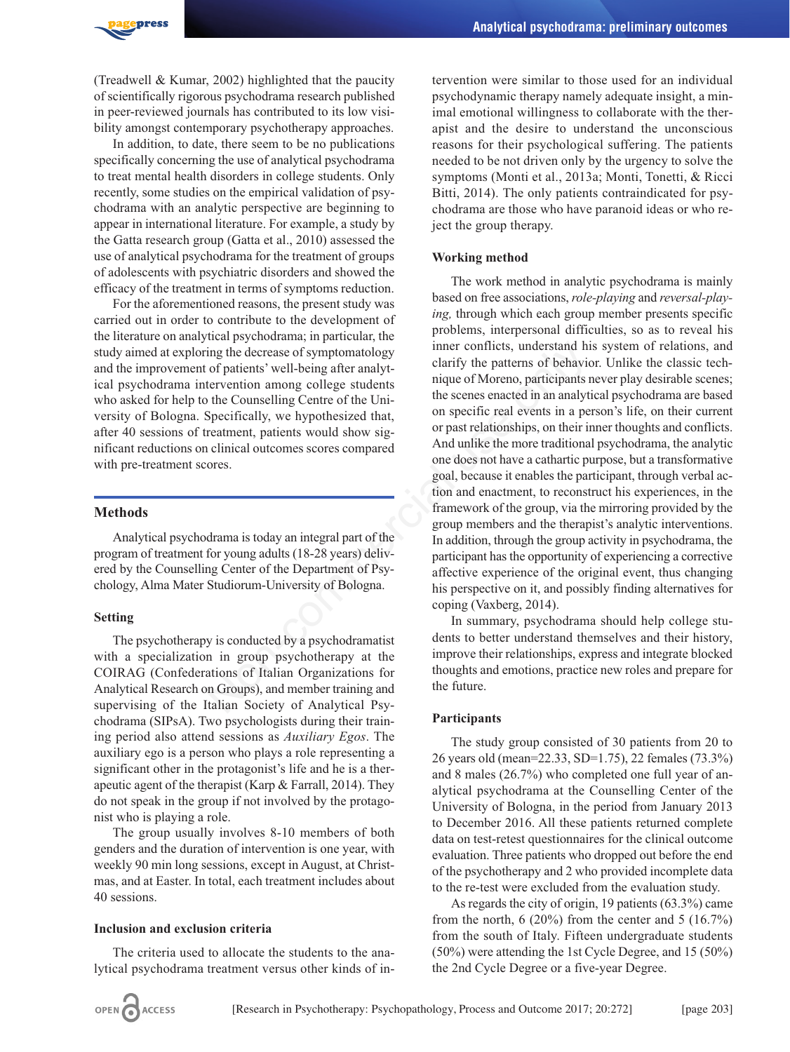(Treadwell & Kumar, 2002) highlighted that the paucity of scientifically rigorous psychodrama research published in peer-reviewed journals has contributed to its low visibility amongst contemporary psychotherapy approaches.

In addition, to date, there seem to be no publications specifically concerning the use of analytical psychodrama to treat mental health disorders in college students. Only recently, some studies on the empirical validation of psychodrama with an analytic perspective are beginning to appear in international literature. For example, a study by the Gatta research group (Gatta et al., 2010) assessed the use of analytical psychodrama for the treatment of groups of adolescents with psychiatric disorders and showed the efficacy of the treatment in terms of symptoms reduction.

For the aforementioned reasons, the present study was carried out in order to contribute to the development of the literature on analytical psychodrama; in particular, the study aimed at exploring the decrease of symptomatology and the improvement of patients' well-being after analytical psychodrama intervention among college students who asked for help to the Counselling Centre of the University of Bologna. Specifically, we hypothesized that, after 40 sessions of treatment, patients would show significant reductions on clinical outcomes scores compared with pre-treatment scores.

## Methods

Analytical psychodrama is today an integral part of the program of treatment for young adults (18-28 years) delivered by the Counselling Center of the Department of Psychology, Alma Mater Studiorum-University of Bologna.

### Setting

The psychotherapy is conducted by a psychodramatist with a specialization in group psychotherapy at the COIRAG (Confederations of Italian Organizations for Analytical Research on Groups), and member training and supervising of the Italian Society of Analytical Psychodrama (SIPsA). Two psychologists during their training period also attend sessions as *Auxiliary Egos*. The auxiliary ego is a person who plays a role representing a significant other in the protagonist's life and he is a therapeutic agent of the therapist (Karp & Farrall, 2014). They do not speak in the group if not involved by the protagonist who is playing a role.

The group usually involves 8-10 members of both genders and the duration of intervention is one year, with weekly 90 min long sessions, except in August, at Christmas, and at Easter. In total, each treatment includes about 40 sessions.

### Inclusion and exclusion criteria

The criteria used to allocate the students to the analytical psychodrama treatment versus other kinds of intervention were similar to those used for an individual psychodynamic therapy namely adequate insight, a minimal emotional willingness to collaborate with the therapist and the desire to understand the unconscious reasons for their psychological suffering. The patients needed to be not driven only by the urgency to solve the symptoms (Monti et al., 2013a; Monti, Tonetti, & Ricci Bitti, 2014). The only patients contraindicated for psychodrama are those who have paranoid ideas or who reject the group therapy.

### Working method

The work method in analytic psychodrama is mainly based on free associations, *role-playing* and *reversal-playing,* through which each group member presents specific problems, interpersonal difficulties, so as to reveal his inner conflicts, understand his system of relations, and clarify the patterns of behavior. Unlike the classic technique of Moreno, participants never play desirable scenes; the scenes enacted in an analytical psychodrama are based on specific real events in a person's life, on their current or past relationships, on their inner thoughts and conflicts. And unlike the more traditional psychodrama, the analytic one does not have a cathartic purpose, but a transformative goal, because it enables the participant, through verbal action and enactment, to reconstruct his experiences, in the framework of the group, via the mirroring provided by the group members and the therapist's analytic interventions. In addition, through the group activity in psychodrama, the participant has the opportunity of experiencing a corrective affective experience of the original event, thus changing his perspective on it, and possibly finding alternatives for coping (Vaxberg, 2014).

In summary, psychodrama should help college students to better understand themselves and their history, improve their relationships, express and integrate blocked thoughts and emotions, practice new roles and prepare for the future.

### Participants

The study group consisted of 30 patients from 20 to 26 years old (mean=22.33, SD=1.75), 22 females (73.3%) and 8 males (26.7%) who completed one full year of analytical psychodrama at the Counselling Center of the University of Bologna, in the period from January 2013 to December 2016. All these patients returned complete data on test-retest questionnaires for the clinical outcome evaluation. Three patients who dropped out before the end of the psychotherapy and 2 who provided incomplete data to the re-test were excluded from the evaluation study.

As regards the city of origin, 19 patients (63.3%) came from the north, 6 (20%) from the center and 5 (16.7%) from the south of Italy. Fifteen undergraduate students (50%) were attending the 1st Cycle Degree, and 15 (50%) the 2nd Cycle Degree or a five-year Degree.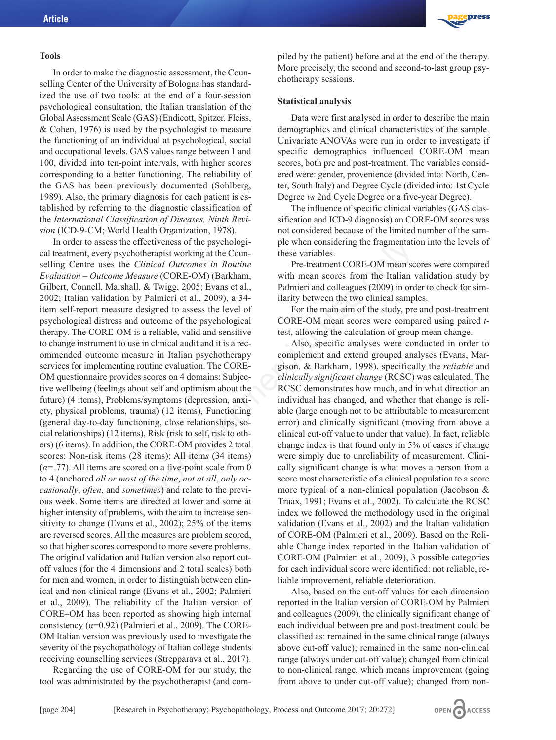### Tools

In order to make the diagnostic assessment, the Counselling Center of the University of Bologna has standardized the use of two tools: at the end of a four-session psychological consultation, the Italian translation of the Global Assessment Scale (GAS) (Endicott, Spitzer, Fleiss, & Cohen, 1976) is used by the psychologist to measure the functioning of an individual at psychological, social and occupational levels. GAS values range between 1 and 100, divided into ten-point intervals, with higher scores corresponding to a better functioning. The reliability of the GAS has been previously documented (Sohlberg, 1989). Also, the primary diagnosis for each patient is established by referring to the diagnostic classification of the *International Classification of Diseases, Ninth Revision* (ICD-9-CM; World Health Organization, 1978).

In order to assess the effectiveness of the psychological treatment, every psychotherapist working at the Counselling Centre uses the *Clinical Outcomes in Routine Evaluation – Outcome Measure* (CORE-OM) (Barkham, Gilbert, Connell, Marshall, & Twigg, 2005; Evans et al., 2002; Italian validation by Palmieri et al., 2009), a 34-item self-report measure designed to assess the level of psychological distress and outcome of the psychological therapy. The CORE-OM is a reliable, valid and sensitive to change instrument to use in clinical audit and it is a recommended outcome measure in Italian psychotherapy services for implementing routine evaluation. The CORE-OM questionnaire provides scores on 4 domains: Subjective wellbeing (feelings about self and optimism about the future) (4 items), Problems/symptoms (depression, anxiety, physical problems, trauma) (12 items), Functioning (general day-to-day functioning, close relationships, social relationships) (12 items), Risk (risk to self, risk to others) (6 items). In addition, the CORE-OM provides 2 total scores: Non-risk items (28 items); All item*s* (34 items) ($\alpha$=.77). All items are scored on a five-point scale from 0 to 4 (anchored *all or most of the time*, *not at all*, *only occasionally*, *often*, and *sometimes*) and relate to the previous week. Some items are directed at lower and some at higher intensity of problems, with the aim to increase sensitivity to change (Evans et al., 2002); 25% of the items are reversed scores. All the measures are problem scored, so that higher scores correspond to more severe problems. The original validation and Italian version also report cut-off values (for the 4 dimensions and 2 total scales) both for men and women, in order to distinguish between clinical and non-clinical range (Evans et al., 2002; Palmieri et al., 2009). The reliability of the Italian version of CORE–OM has been reported as showing high internal consistency ($\alpha$=0.92) (Palmieri et al., 2009). The CORE-OM Italian version was previously used to investigate the severity of the psychopathology of Italian college students receiving counselling services (Strepparava et al., 2017).

Regarding the use of CORE-OM for our study, the tool was administrated by the psychotherapist (and compiled by the patient) before and at the end of the therapy. More precisely, the second and second-to-last group psychotherapy sessions.

### Statistical analysis

Data were first analysed in order to describe the main demographics and clinical characteristics of the sample. Univariate ANOVAs were run in order to investigate if specific demographics influenced CORE-OM mean scores, both pre and post-treatment. The variables considered were: gender, provenience (divided into: North, Center, South Italy) and Degree Cycle (divided into: 1st Cycle Degree *vs* 2nd Cycle Degree or a five-year Degree).

The influence of specific clinical variables (GAS classification and ICD-9 diagnosis) on CORE-OM scores was not considered because of the limited number of the sample when considering the fragmentation into the levels of these variables.

Pre-treatment CORE-OM mean scores were compared with mean scores from the Italian validation study by Palmieri and colleagues (2009) in order to check for similarity between the two clinical samples.

For the main aim of the study, pre and post-treatment CORE-OM mean scores were compared using paired *t*-test, allowing the calculation of group mean change.

Also, specific analyses were conducted in order to complement and extend grouped analyses (Evans, Margison, & Barkham, 1998), specifically the *reliable* and *clinically significant change* (RCSC) was calculated. The RCSC demonstrates how much, and in what direction an individual has changed, and whether that change is reliable (large enough not to be attributable to measurement error) and clinically significant (moving from above a clinical cut-off value to under that value). In fact, reliable change index is that found only in 5% of cases if change were simply due to unreliability of measurement. Clinically significant change is what moves a person from a score most characteristic of a clinical population to a score more typical of a non-clinical population (Jacobson & Truax, 1991; Evans et al., 2002). To calculate the RCSC index we followed the methodology used in the original validation (Evans et al., 2002) and the Italian validation of CORE-OM (Palmieri et al., 2009). Based on the Reliable Change index reported in the Italian validation of CORE-OM (Palmieri et al., 2009), 3 possible categories for each individual score were identified: not reliable, reliable improvement, reliable deterioration.

Also, based on the cut-off values for each dimension reported in the Italian version of CORE-OM by Palmieri and colleagues (2009), the clinically significant change of each individual between pre and post-treatment could be classified as: remained in the same clinical range (always above cut-off value); remained in the same non-clinical range (always under cut-off value); changed from clinical to non-clinical range, which means improvement (going from above to under cut-off value); changed from non-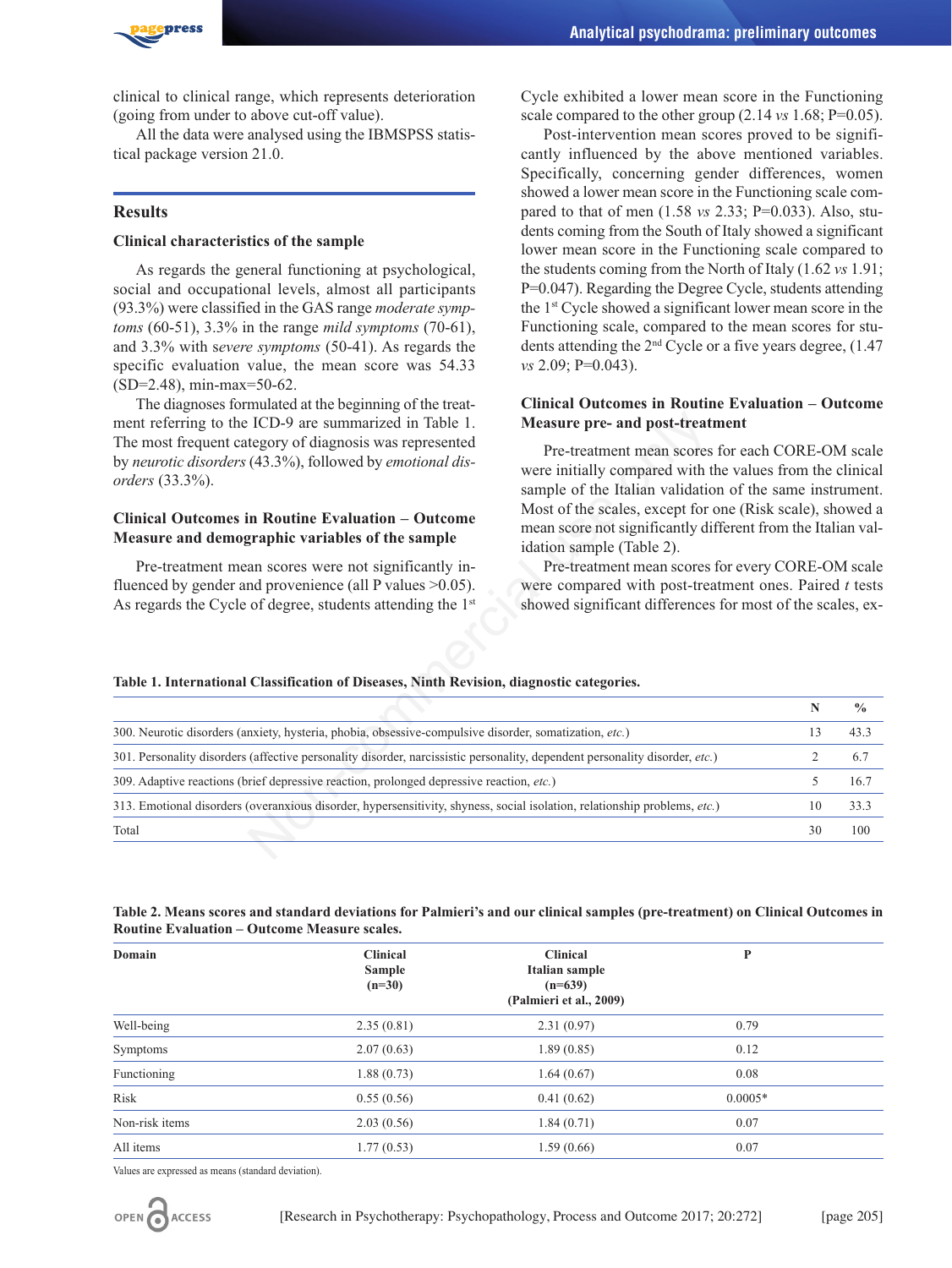clinical to clinical range, which represents deterioration (going from under to above cut-off value).

All the data were analysed using the IBMSPSS statistical package version 21.0.

## Results

### Clinical characteristics of the sample

As regards the general functioning at psychological, social and occupational levels, almost all participants (93.3%) were classified in the GAS range *moderate symptoms* (60-51), 3.3% in the range *mild symptoms* (70-61), and 3.3% with s*evere symptoms* (50-41). As regards the specific evaluation value, the mean score was 54.33 (SD=2.48), min-max=50-62.

The diagnoses formulated at the beginning of the treatment referring to the ICD-9 are summarized in Table 1. The most frequent category of diagnosis was represented by *neurotic disorders* (43.3%), followed by *emotional disorders* (33.3%).

### Clinical Outcomes in Routine Evaluation – Outcome Measure and demographic variables of the sample

Pre-treatment mean scores were not significantly influenced by gender and provenience (all P values >0.05). As regards the Cycle of degree, students attending the 1st Cycle exhibited a lower mean score in the Functioning scale compared to the other group (2.14 *vs* 1.68; P=0.05).

Post-intervention mean scores proved to be significantly influenced by the above mentioned variables. Specifically, concerning gender differences, women showed a lower mean score in the Functioning scale compared to that of men (1.58 *vs* 2.33; P=0.033). Also, students coming from the South of Italy showed a significant lower mean score in the Functioning scale compared to the students coming from the North of Italy (1.62 *vs* 1.91; P=0.047). Regarding the Degree Cycle, students attending the 1st Cycle showed a significant lower mean score in the Functioning scale, compared to the mean scores for students attending the 2nd Cycle or a five years degree, (1.47 *vs* 2.09; P=0.043).

### Clinical Outcomes in Routine Evaluation – Outcome Measure pre- and post-treatment

Pre-treatment mean scores for each CORE-OM scale were initially compared with the values from the clinical sample of the Italian validation of the same instrument. Most of the scales, except for one (Risk scale), showed a mean score not significantly different from the Italian validation sample (Table 2).

Pre-treatment mean scores for every CORE-OM scale were compared with post-treatment ones. Paired *t* tests showed significant differences for most of the scales, ex-

**Table 1. International Classification of Diseases, Ninth Revision, diagnostic categories.**

| | N | % |
|---|---|---|
| 300. Neurotic disorders (anxiety, hysteria, phobia, obsessive-compulsive disorder, somatization, *etc.*) | 13 | 43.3 |
| 301. Personality disorders (affective personality disorder, narcissistic personality, dependent personality disorder, *etc.*) | 2 | 6.7 |
| 309. Adaptive reactions (brief depressive reaction, prolonged depressive reaction, *etc.*) | 5 | 16.7 |
| 313. Emotional disorders (overanxious disorder, hypersensitivity, shyness, social isolation, relationship problems, *etc.*) | 10 | 33.3 |
| Total | 30 | 100 |

**Table 2. Means scores and standard deviations for Palmieri's and our clinical samples (pre-treatment) on Clinical Outcomes in Routine Evaluation – Outcome Measure scales.**

| Domain | Clinical Sample (n=30) | Clinical Italian sample (n=639) (Palmieri et al., 2009) | P |
|---|---|---|---|
| Well-being | 2.35 (0.81) | 2.31 (0.97) | 0.79 |
| Symptoms | 2.07 (0.63) | 1.89 (0.85) | 0.12 |
| Functioning | 1.88 (0.73) | 1.64 (0.67) | 0.08 |
| Risk | 0.55 (0.56) | 0.41 (0.62) | 0.0005* |
| Non-risk items | 2.03 (0.56) | 1.84 (0.71) | 0.07 |
| All items | 1.77 (0.53) | 1.59 (0.66) | 0.07 |

Values are expressed as means (standard deviation).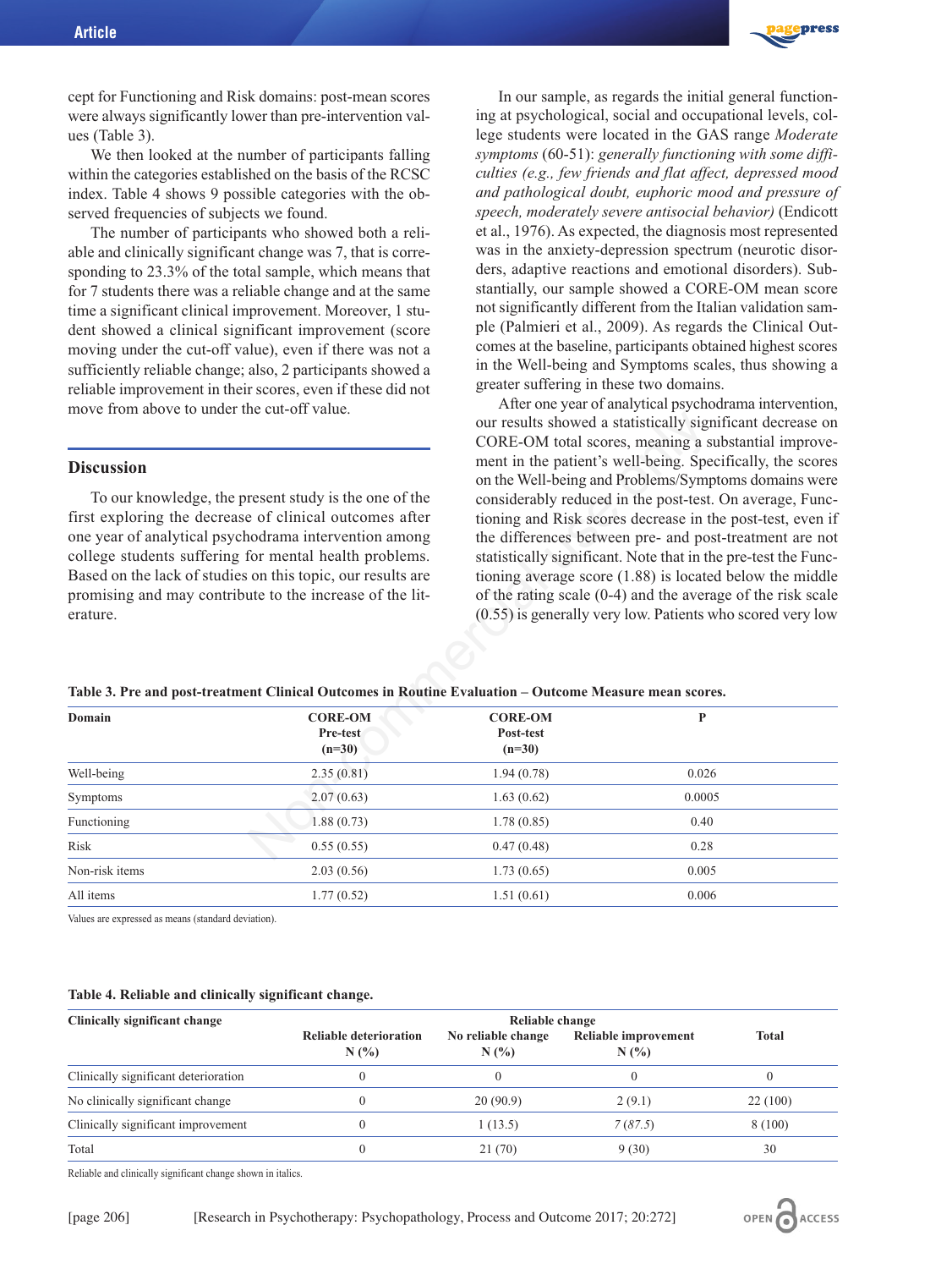cept for Functioning and Risk domains: post-mean scores were always significantly lower than pre-intervention values (Table 3).

We then looked at the number of participants falling within the categories established on the basis of the RCSC index. Table 4 shows 9 possible categories with the observed frequencies of subjects we found.

The number of participants who showed both a reliable and clinically significant change was 7, that is corresponding to 23.3% of the total sample, which means that for 7 students there was a reliable change and at the same time a significant clinical improvement. Moreover, 1 student showed a clinical significant improvement (score moving under the cut-off value), even if there was not a sufficiently reliable change; also, 2 participants showed a reliable improvement in their scores, even if these did not move from above to under the cut-off value.

## Discussion

To our knowledge, the present study is the one of the first exploring the decrease of clinical outcomes after one year of analytical psychodrama intervention among college students suffering for mental health problems. Based on the lack of studies on this topic, our results are promising and may contribute to the increase of the literature.

In our sample, as regards the initial general functioning at psychological, social and occupational levels, college students were located in the GAS range *Moderate symptoms* (60-51): *generally functioning with some difficulties (e.g., few friends and flat affect, depressed mood and pathological doubt, euphoric mood and pressure of speech, moderately severe antisocial behavior)* (Endicott et al., 1976). As expected, the diagnosis most represented was in the anxiety-depression spectrum (neurotic disorders, adaptive reactions and emotional disorders). Substantially, our sample showed a CORE-OM mean score not significantly different from the Italian validation sample (Palmieri et al., 2009). As regards the Clinical Outcomes at the baseline, participants obtained highest scores in the Well-being and Symptoms scales, thus showing a greater suffering in these two domains.

After one year of analytical psychodrama intervention, our results showed a statistically significant decrease on CORE-OM total scores, meaning a substantial improvement in the patient's well-being. Specifically, the scores on the Well-being and Problems/Symptoms domains were considerably reduced in the post-test. On average, Functioning and Risk scores decrease in the post-test, even if the differences between pre- and post-treatment are not statistically significant. Note that in the pre-test the Functioning average score (1.88) is located below the middle of the rating scale (0-4) and the average of the risk scale (0.55) is generally very low. Patients who scored very low

**Table 3. Pre and post-treatment Clinical Outcomes in Routine Evaluation – Outcome Measure mean scores.**

| Domain | CORE-OM Pre-test (n=30) | CORE-OM Post-test (n=30) | P |
|---|---|---|---|
| Well-being | 2.35 (0.81) | 1.94 (0.78) | 0.026 |
| Symptoms | 2.07 (0.63) | 1.63 (0.62) | 0.0005 |
| Functioning | 1.88 (0.73) | 1.78 (0.85) | 0.40 |
| Risk | 0.55 (0.55) | 0.47 (0.48) | 0.28 |
| Non-risk items | 2.03 (0.56) | 1.73 (0.65) | 0.005 |
| All items | 1.77 (0.52) | 1.51 (0.61) | 0.006 |

Values are expressed as means (standard deviation).

**Table 4. Reliable and clinically significant change.**

| Clinically significant change | Reliable change | | | |
|---|---|---|---|---|
| | Reliable deterioration N (%) | No reliable change N (%) | Reliable improvement N (%) | Total |
| Clinically significant deterioration | 0 | 0 | 0 | 0 |
| No clinically significant change | 0 | 20 (90.9) | 2 (9.1) | 22 (100) |
| Clinically significant improvement | 0 | 1 (13.5) | *7 (87.5)* | 8 (100) |
| Total | 0 | 21 (70) | 9 (30) | 30 |

Reliable and clinically significant change shown in italics.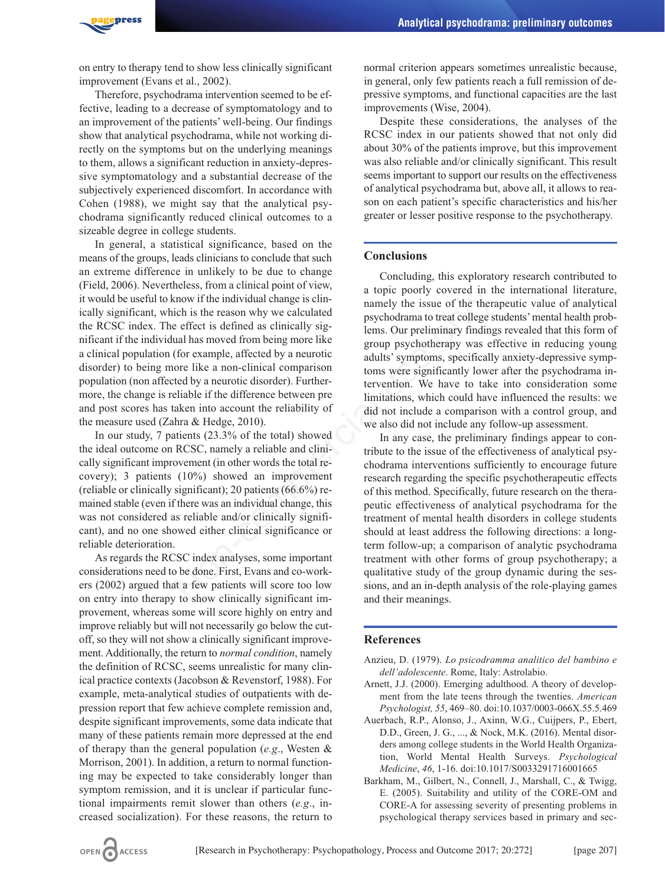on entry to therapy tend to show less clinically significant improvement (Evans et al., 2002).

Therefore, psychodrama intervention seemed to be effective, leading to a decrease of symptomatology and to an improvement of the patients' well-being. Our findings show that analytical psychodrama, while not working directly on the symptoms but on the underlying meanings to them, allows a significant reduction in anxiety-depressive symptomatology and a substantial decrease of the subjectively experienced discomfort. In accordance with Cohen (1988), we might say that the analytical psychodrama significantly reduced clinical outcomes to a sizeable degree in college students.

In general, a statistical significance, based on the means of the groups, leads clinicians to conclude that such an extreme difference in unlikely to be due to change (Field, 2006). Nevertheless, from a clinical point of view, it would be useful to know if the individual change is clinically significant, which is the reason why we calculated the RCSC index. The effect is defined as clinically significant if the individual has moved from being more like a clinical population (for example, affected by a neurotic disorder) to being more like a non-clinical comparison population (non affected by a neurotic disorder). Furthermore, the change is reliable if the difference between pre and post scores has taken into account the reliability of the measure used (Zahra & Hedge, 2010).

In our study, 7 patients (23.3% of the total) showed the ideal outcome on RCSC, namely a reliable and clinically significant improvement (in other words the total recovery); 3 patients (10%) showed an improvement (reliable or clinically significant); 20 patients (66.6%) remained stable (even if there was an individual change, this was not considered as reliable and/or clinically significant), and no one showed either clinical significance or reliable deterioration.

As regards the RCSC index analyses, some important considerations need to be done. First, Evans and co-workers (2002) argued that a few patients will score too low on entry into therapy to show clinically significant improvement, whereas some will score highly on entry and improve reliably but will not necessarily go below the cut-off, so they will not show a clinically significant improvement. Additionally, the return to *normal condition*, namely the definition of RCSC, seems unrealistic for many clinical practice contexts (Jacobson & Revenstorf, 1988). For example, meta-analytical studies of outpatients with depression report that few achieve complete remission and, despite significant improvements, some data indicate that many of these patients remain more depressed at the end of therapy than the general population (*e.g*., Westen & Morrison, 2001). In addition, a return to normal functioning may be expected to take considerably longer than symptom remission, and it is unclear if particular functional impairments remit slower than others (*e.g*., increased socialization). For these reasons, the return to normal criterion appears sometimes unrealistic because, in general, only few patients reach a full remission of depressive symptoms, and functional capacities are the last improvements (Wise, 2004).

Despite these considerations, the analyses of the RCSC index in our patients showed that not only did about 30% of the patients improve, but this improvement was also reliable and/or clinically significant. This result seems important to support our results on the effectiveness of analytical psychodrama but, above all, it allows to reason on each patient's specific characteristics and his/her greater or lesser positive response to the psychotherapy.

## Conclusions

Concluding, this exploratory research contributed to a topic poorly covered in the international literature, namely the issue of the therapeutic value of analytical psychodrama to treat college students' mental health problems. Our preliminary findings revealed that this form of group psychotherapy was effective in reducing young adults' symptoms, specifically anxiety-depressive symptoms were significantly lower after the psychodrama intervention. We have to take into consideration some limitations, which could have influenced the results: we did not include a comparison with a control group, and we also did not include any follow-up assessment.

In any case, the preliminary findings appear to contribute to the issue of the effectiveness of analytical psychodrama interventions sufficiently to encourage future research regarding the specific psychotherapeutic effects of this method. Specifically, future research on the therapeutic effectiveness of analytical psychodrama for the treatment of mental health disorders in college students should at least address the following directions: a long-term follow-up; a comparison of analytic psychodrama treatment with other forms of group psychotherapy; a qualitative study of the group dynamic during the sessions, and an in-depth analysis of the role-playing games and their meanings.

## References

Anzieu, D. (1979). *Lo psicodramma analitico del bambino e dell'adolescente*. Rome, Italy: Astrolabio.

Arnett, J.J. (2000). Emerging adulthood. A theory of development from the late teens through the twenties. *American Psychologist, 55*, 469–80. doi:10.1037/0003-066X.55.5.469

Auerbach, R.P., Alonso, J., Axinn, W.G., Cuijpers, P., Ebert, D.D., Green, J. G., ..., & Nock, M.K. (2016). Mental disorders among college students in the World Health Organization, World Mental Health Surveys. *Psychological Medicine*, *46*, 1-16. doi:10.1017/S0033291716001665

Barkham, M., Gilbert, N., Connell, J., Marshall, C., & Twigg, E. (2005). Suitability and utility of the CORE-OM and CORE-A for assessing severity of presenting problems in psychological therapy services based in primary and sec-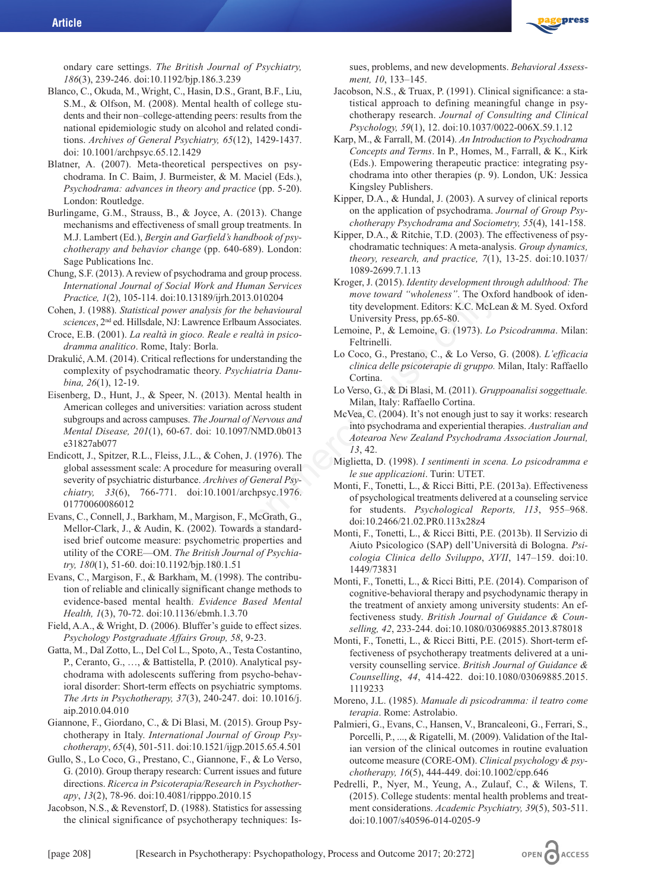ondary care settings. *The British Journal of Psychiatry, 186*(3), 239-246. doi:10.1192/bjp.186.3.239

Blanco, C., Okuda, M., Wright, C., Hasin, D.S., Grant, B.F., Liu, S.M., & Olfson, M. (2008). Mental health of college students and their non–college-attending peers: results from the national epidemiologic study on alcohol and related conditions. *Archives of General Psychiatry, 65*(12), 1429-1437. doi: 10.1001/archpsyc.65.12.1429

Blatner, A. (2007). Meta-theoretical perspectives on psychodrama. In C. Baim, J. Burmeister, & M. Maciel (Eds.), *Psychodrama: advances in theory and practice* (pp. 5-20). London: Routledge.

Burlingame, G.M., Strauss, B., & Joyce, A. (2013). Change mechanisms and effectiveness of small group treatments. In M.J. Lambert (Ed.), *Bergin and Garfield's handbook of psychotherapy and behavior change* (pp. 640-689). London: Sage Publications Inc.

Chung, S.F. (2013). A review of psychodrama and group process. *International Journal of Social Work and Human Services Practice, 1*(2), 105-114. doi:10.13189/ijrh.2013.010204

Cohen, J. (1988). *Statistical power analysis for the behavioural sciences*, 2nd ed. Hillsdale, NJ: Lawrence Erlbaum Associates.

Croce, E.B. (2001). *La realtà in gioco. Reale e realtà in psicodramma analitico*. Rome, Italy: Borla.

Drakulić, A.M. (2014). Critical reflections for understanding the complexity of psychodramatic theory. *Psychiatria Danubina, 26*(1), 12-19.

Eisenberg, D., Hunt, J., & Speer, N. (2013). Mental health in American colleges and universities: variation across student subgroups and across campuses. *The Journal of Nervous and Mental Disease, 201*(1), 60-67. doi: 10.1097/NMD.0b013e31827ab077

Endicott, J., Spitzer, R.L., Fleiss, J.L., & Cohen, J. (1976). The global assessment scale: A procedure for measuring overall severity of psychiatric disturbance. *Archives of General Psychiatry, 33*(6), 766-771. doi:10.1001/archpsyc.1976.01770060086012

Evans, C., Connell, J., Barkham, M., Margison, F., McGrath, G., Mellor-Clark, J., & Audin, K. (2002). Towards a standardised brief outcome measure: psychometric properties and utility of the CORE—OM. *The British Journal of Psychiatry, 180*(1), 51-60. doi:10.1192/bjp.180.1.51

Evans, C., Margison, F., & Barkham, M. (1998). The contribution of reliable and clinically significant change methods to evidence-based mental health. *Evidence Based Mental Health, 1*(3), 70-72. doi:10.1136/ebmh.1.3.70

Field, A.A., & Wright, D. (2006). Bluffer's guide to effect sizes. *Psychology Postgraduate Affairs Group, 58*, 9-23.

Gatta, M., Dal Zotto, L., Del Col L., Spoto, A., Testa Costantino, P., Ceranto, G., …, & Battistella, P. (2010). Analytical psychodrama with adolescents suffering from psycho-behavioral disorder: Short-term effects on psychiatric symptoms. *The Arts in Psychotherapy, 37*(3), 240-247. doi: 10.1016/j.aip.2010.04.010

Giannone, F., Giordano, C., & Di Blasi, M. (2015). Group Psychotherapy in Italy. *International Journal of Group Psychotherapy*, *65*(4), 501-511. doi:10.1521/ijgp.2015.65.4.501

Gullo, S., Lo Coco, G., Prestano, C., Giannone, F., & Lo Verso, G. (2010). Group therapy research: Current issues and future directions. *Ricerca in Psicoterapia/Research in Psychotherapy*, *13*(2), 78-96. doi:10.4081/ripppo.2010.15

Jacobson, N.S., & Revenstorf, D. (1988). Statistics for assessing the clinical significance of psychotherapy techniques: Issues, problems, and new developments. *Behavioral Assessment, 10*, 133–145.

Jacobson, N.S., & Truax, P. (1991). Clinical significance: a statistical approach to defining meaningful change in psychotherapy research. *Journal of Consulting and Clinical Psychology, 59*(1), 12. doi:10.1037/0022-006X.59.1.12

Karp, M., & Farrall, M. (2014). *An Introduction to Psychodrama Concepts and Terms*. In P., Homes, M., Farrall, & K., Kirk (Eds.). Empowering therapeutic practice: integrating psychodrama into other therapies (p. 9). London, UK: Jessica Kingsley Publishers.

Kipper, D.A., & Hundal, J. (2003). A survey of clinical reports on the application of psychodrama. *Journal of Group Psychotherapy Psychodrama and Sociometry, 55*(4), 141-158.

Kipper, D.A., & Ritchie, T.D. (2003). The effectiveness of psychodramatic techniques: A meta-analysis. *Group dynamics, theory, research, and practice, 7*(1), 13-25. doi:10.1037/1089-2699.7.1.13

Kroger, J. (2015). *Identity development through adulthood: The move toward "wholeness"*. The Oxford handbook of identity development. Editors: K.C. McLean & M. Syed. Oxford University Press, pp.65-80.

Lemoine, P., & Lemoine, G. (1973). *Lo Psicodramma*. Milan: Feltrinelli.

Lo Coco, G., Prestano, C., & Lo Verso, G. (2008). *L'efficacia clinica delle psicoterapie di gruppo.* Milan, Italy: Raffaello Cortina.

Lo Verso, G., & Di Blasi, M. (2011). *Gruppoanalisi soggettuale.* Milan, Italy: Raffaello Cortina.

McVea, C. (2004). It's not enough just to say it works: research into psychodrama and experiential therapies. *Australian and Aotearoa New Zealand Psychodrama Association Journal, 13*, 42.

Miglietta, D. (1998). *I sentimenti in scena. Lo psicodramma e le sue applicazioni*. Turin: UTET.

Monti, F., Tonetti, L., & Ricci Bitti, P.E. (2013a). Effectiveness of psychological treatments delivered at a counseling service for students. *Psychological Reports, 113*, 955–968. doi:10.2466/21.02.PR0.113x28z4

Monti, F., Tonetti, L., & Ricci Bitti, P.E. (2013b). Il Servizio di Aiuto Psicologico (SAP) dell'Università di Bologna. *Psicologia Clinica dello Sviluppo*, *XVII*, 147–159. doi:10.1449/73831

Monti, F., Tonetti, L., & Ricci Bitti, P.E. (2014). Comparison of cognitive-behavioral therapy and psychodynamic therapy in the treatment of anxiety among university students: An effectiveness study. *British Journal of Guidance & Counselling, 42*, 233-244. doi:10.1080/03069885.2013.878018

Monti, F., Tonetti, L., & Ricci Bitti, P.E. (2015). Short-term effectiveness of psychotherapy treatments delivered at a university counselling service. *British Journal of Guidance & Counselling*, *44*, 414-422. doi:10.1080/03069885.2015.1119233

Moreno, J.L. (1985). *Manuale di psicodramma: il teatro come terapia*. Rome: Astrolabio.

Palmieri, G., Evans, C., Hansen, V., Brancaleoni, G., Ferrari, S., Porcelli, P., ..., & Rigatelli, M. (2009). Validation of the Italian version of the clinical outcomes in routine evaluation outcome measure (CORE-OM). *Clinical psychology & psychotherapy, 16*(5), 444-449. doi:10.1002/cpp.646

Pedrelli, P., Nyer, M., Yeung, A., Zulauf, C., & Wilens, T. (2015). College students: mental health problems and treatment considerations. *Academic Psychiatry, 39*(5), 503-511. doi:10.1007/s40596-014-0205-9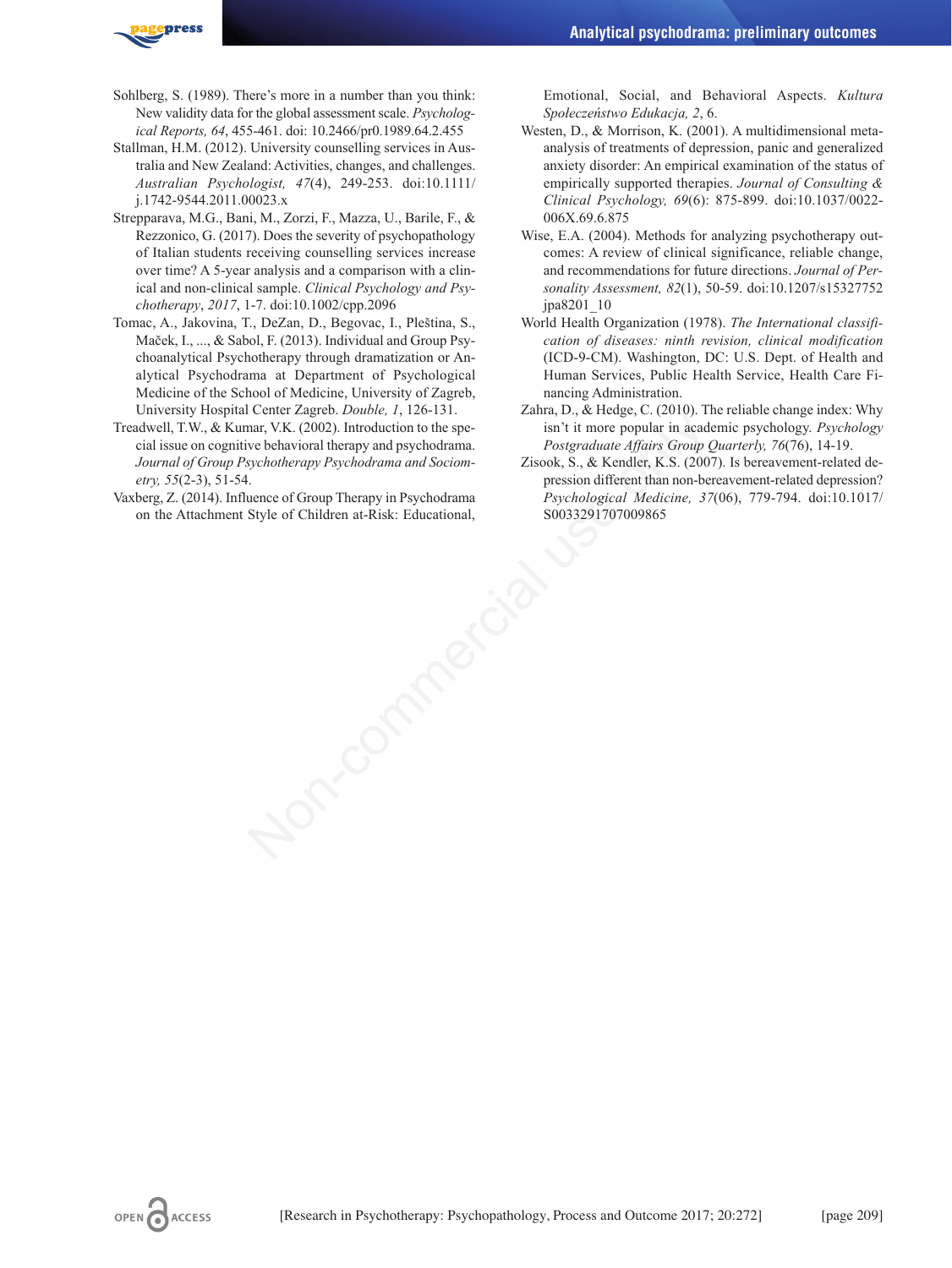Sohlberg, S. (1989). There's more in a number than you think: New validity data for the global assessment scale. *Psychological Reports, 64*, 455-461. doi: 10.2466/pr0.1989.64.2.455

Stallman, H.M. (2012). University counselling services in Australia and New Zealand: Activities, changes, and challenges. *Australian Psychologist, 47*(4), 249-253. doi:10.1111/j.1742-9544.2011.00023.x

Strepparava, M.G., Bani, M., Zorzi, F., Mazza, U., Barile, F., & Rezzonico, G. (2017). Does the severity of psychopathology of Italian students receiving counselling services increase over time? A 5-year analysis and a comparison with a clinical and non-clinical sample. *Clinical Psychology and Psychotherapy*, *2017*, 1-7. doi:10.1002/cpp.2096

Tomac, A., Jakovina, T., DeZan, D., Begovac, I., Pleština, S., Maček, I., ..., & Sabol, F. (2013). Individual and Group Psychoanalytical Psychotherapy through dramatization or Analytical Psychodrama at Department of Psychological Medicine of the School of Medicine, University of Zagreb, University Hospital Center Zagreb. *Double, 1*, 126-131.

Treadwell, T.W., & Kumar, V.K. (2002). Introduction to the special issue on cognitive behavioral therapy and psychodrama. *Journal of Group Psychotherapy Psychodrama and Sociometry, 55*(2-3), 51-54.

Vaxberg, Z. (2014). Influence of Group Therapy in Psychodrama on the Attachment Style of Children at-Risk: Educational, Emotional, Social, and Behavioral Aspects. *Kultura Społeczeństwo Edukacja, 2*, 6.

Westen, D., & Morrison, K. (2001). A multidimensional meta-analysis of treatments of depression, panic and generalized anxiety disorder: An empirical examination of the status of empirically supported therapies. *Journal of Consulting & Clinical Psychology, 69*(6): 875-899. doi:10.1037/0022-006X.69.6.875

Wise, E.A. (2004). Methods for analyzing psychotherapy outcomes: A review of clinical significance, reliable change, and recommendations for future directions. *Journal of Personality Assessment, 82*(1), 50-59. doi:10.1207/s15327752jpa8201_10

World Health Organization (1978). *The International classification of diseases: ninth revision, clinical modification* (ICD-9-CM). Washington, DC: U.S. Dept. of Health and Human Services, Public Health Service, Health Care Financing Administration.

Zahra, D., & Hedge, C. (2010). The reliable change index: Why isn't it more popular in academic psychology. *Psychology Postgraduate Affairs Group Quarterly, 76*(76), 14-19.

Zisook, S., & Kendler, K.S. (2007). Is bereavement-related depression different than non-bereavement-related depression? *Psychological Medicine, 37*(06), 779-794. doi:10.1017/S0033291707009865